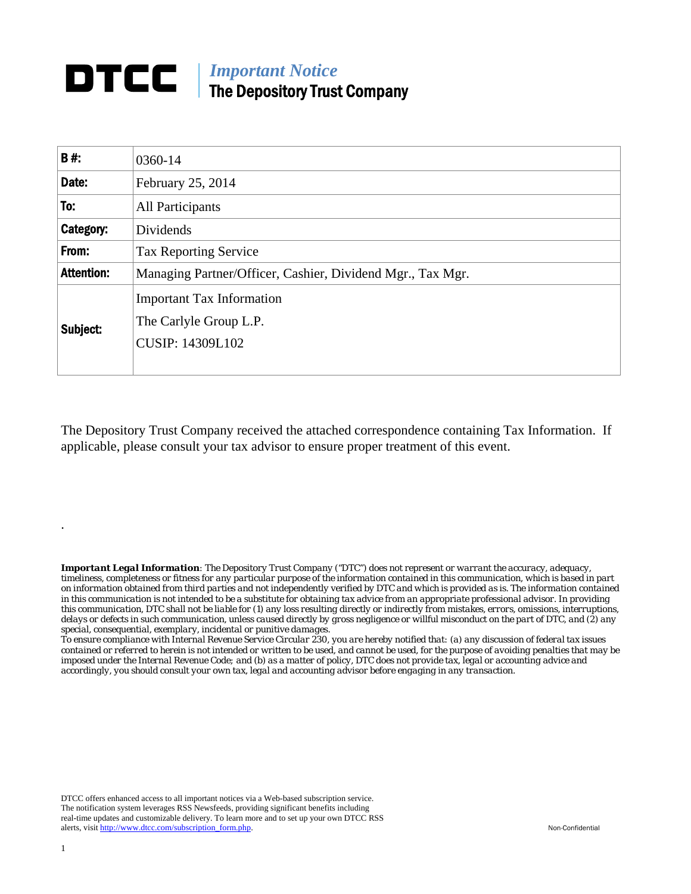# DTCC | *Important Notice*
## The Depository Trust Company

| | |
|---|---|
| **B #:** | 0360-14 |
| **Date:** | February 25, 2014 |
| **To:** | All Participants |
| **Category:** | Dividends |
| **From:** | Tax Reporting Service |
| **Attention:** | Managing Partner/Officer, Cashier, Dividend Mgr., Tax Mgr. |
| **Subject:** | Important Tax Information<br>The Carlyle Group L.P.<br>CUSIP: 14309L102 |

The Depository Trust Company received the attached correspondence containing Tax Information. If applicable, please consult your tax advisor to ensure proper treatment of this event.

.

***Important Legal Information**: The Depository Trust Company ("DTC") does not represent or warrant the accuracy, adequacy, timeliness, completeness or fitness for any particular purpose of the information contained in this communication, which is based in part on information obtained from third parties and not independently verified by DTC and which is provided as is. The information contained in this communication is not intended to be a substitute for obtaining tax advice from an appropriate professional advisor. In providing this communication, DTC shall not be liable for (1) any loss resulting directly or indirectly from mistakes, errors, omissions, interruptions, delays or defects in such communication, unless caused directly by gross negligence or willful misconduct on the part of DTC, and (2) any special, consequential, exemplary, incidental or punitive damages.*

*To ensure compliance with Internal Revenue Service Circular 230, you are hereby notified that: (a) any discussion of federal tax issues contained or referred to herein is not intended or written to be used, and cannot be used, for the purpose of avoiding penalties that may be imposed under the Internal Revenue Code; and (b) as a matter of policy, DTC does not provide tax, legal or accounting advice and accordingly, you should consult your own tax, legal and accounting advisor before engaging in any transaction.*

DTCC offers enhanced access to all important notices via a Web-based subscription service. The notification system leverages RSS Newsfeeds, providing significant benefits including real-time updates and customizable delivery. To learn more and to set up your own DTCC RSS alerts, visit http://www.dtcc.com/subscription_form.php.

Non-Confidential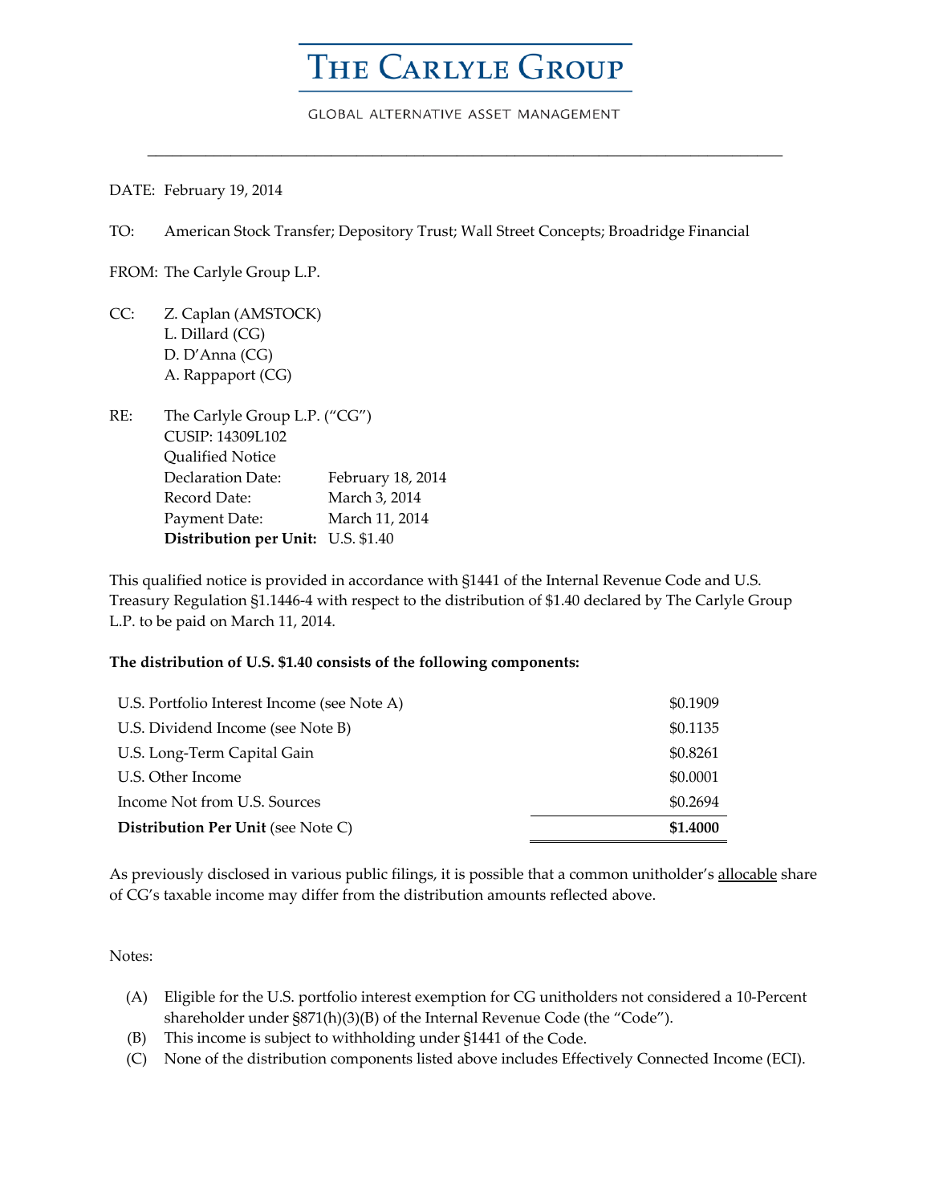# The Carlyle Group

GLOBAL ALTERNATIVE ASSET MANAGEMENT

DATE: February 19, 2014

TO: American Stock Transfer; Depository Trust; Wall Street Concepts; Broadridge Financial

FROM: The Carlyle Group L.P.

CC: Z. Caplan (AMSTOCK)
L. Dillard (CG)
D. D'Anna (CG)
A. Rappaport (CG)

RE: The Carlyle Group L.P. ("CG")
CUSIP: 14309L102
Qualified Notice

| | |
|---|---|
| Declaration Date: | February 18, 2014 |
| Record Date: | March 3, 2014 |
| Payment Date: | March 11, 2014 |
| **Distribution per Unit:** | U.S. $1.40 |

This qualified notice is provided in accordance with §1441 of the Internal Revenue Code and U.S. Treasury Regulation §1.1446-4 with respect to the distribution of $1.40 declared by The Carlyle Group L.P. to be paid on March 11, 2014.

**The distribution of U.S. $1.40 consists of the following components:**

| | |
|---|---|
| U.S. Portfolio Interest Income (see Note A) | $0.1909 |
| U.S. Dividend Income (see Note B) | $0.1135 |
| U.S. Long-Term Capital Gain | $0.8261 |
| U.S. Other Income | $0.0001 |
| Income Not from U.S. Sources | $0.2694 |
| **Distribution Per Unit** (see Note C) | **$1.4000** |

As previously disclosed in various public filings, it is possible that a common unitholder's allocable share of CG's taxable income may differ from the distribution amounts reflected above.

Notes:

(A) Eligible for the U.S. portfolio interest exemption for CG unitholders not considered a 10-Percent shareholder under §871(h)(3)(B) of the Internal Revenue Code (the "Code").

(B) This income is subject to withholding under §1441 of the Code.

(C) None of the distribution components listed above includes Effectively Connected Income (ECI).